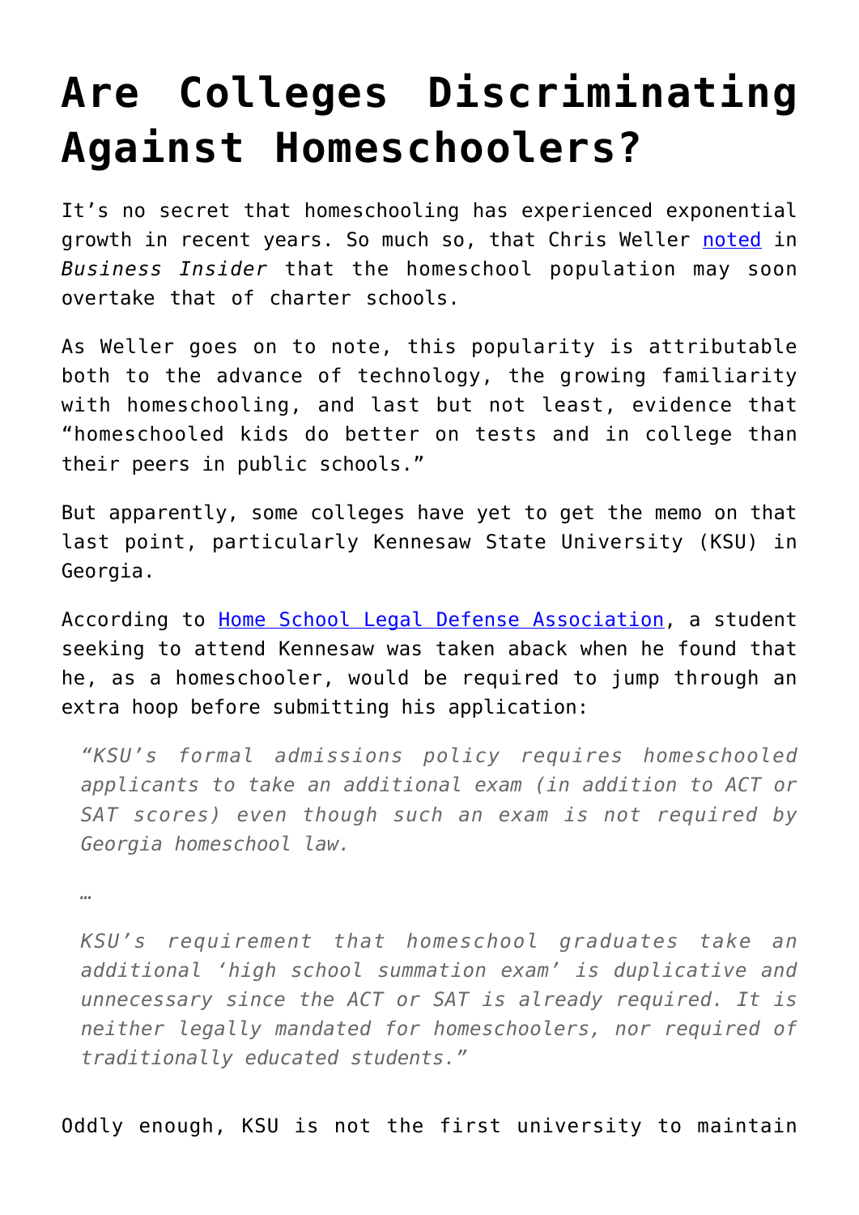# Are Colleges Discriminating Against Homeschoolers?

It's no secret that homeschooling has experienced exponential growth in recent years. So much so, that Chris Weller noted in *Business Insider* that the homeschool population may soon overtake that of charter schools.

As Weller goes on to note, this popularity is attributable both to the advance of technology, the growing familiarity with homeschooling, and last but not least, evidence that "homeschooled kids do better on tests and in college than their peers in public schools."

But apparently, some colleges have yet to get the memo on that last point, particularly Kennesaw State University (KSU) in Georgia.

According to Home School Legal Defense Association, a student seeking to attend Kennesaw was taken aback when he found that he, as a homeschooler, would be required to jump through an extra hoop before submitting his application:

> *"KSU's formal admissions policy requires homeschooled applicants to take an additional exam (in addition to ACT or SAT scores) even though such an exam is not required by Georgia homeschool law.*
>
> …
>
> *KSU's requirement that homeschool graduates take an additional 'high school summation exam' is duplicative and unnecessary since the ACT or SAT is already required. It is neither legally mandated for homeschoolers, nor required of traditionally educated students."*

Oddly enough, KSU is not the first university to maintain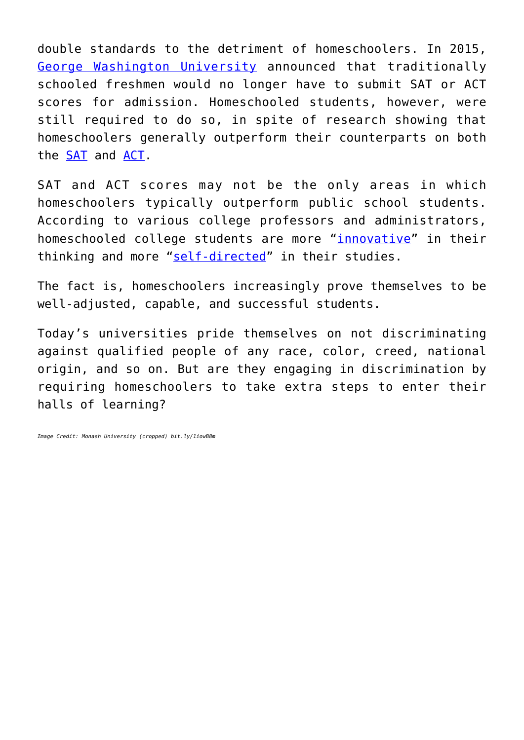double standards to the detriment of homeschoolers. In 2015, George Washington University announced that traditionally schooled freshmen would no longer have to submit SAT or ACT scores for admission. Homeschooled students, however, were still required to do so, in spite of research showing that homeschoolers generally outperform their counterparts on both the SAT and ACT.

SAT and ACT scores may not be the only areas in which homeschoolers typically outperform public school students. According to various college professors and administrators, homeschooled college students are more "innovative" in their thinking and more "self-directed" in their studies.

The fact is, homeschoolers increasingly prove themselves to be well-adjusted, capable, and successful students.

Today's universities pride themselves on not discriminating against qualified people of any race, color, creed, national origin, and so on. But are they engaging in discrimination by requiring homeschoolers to take extra steps to enter their halls of learning?

*Image Credit: Monash University (cropped) bit.ly/1iowB8m*